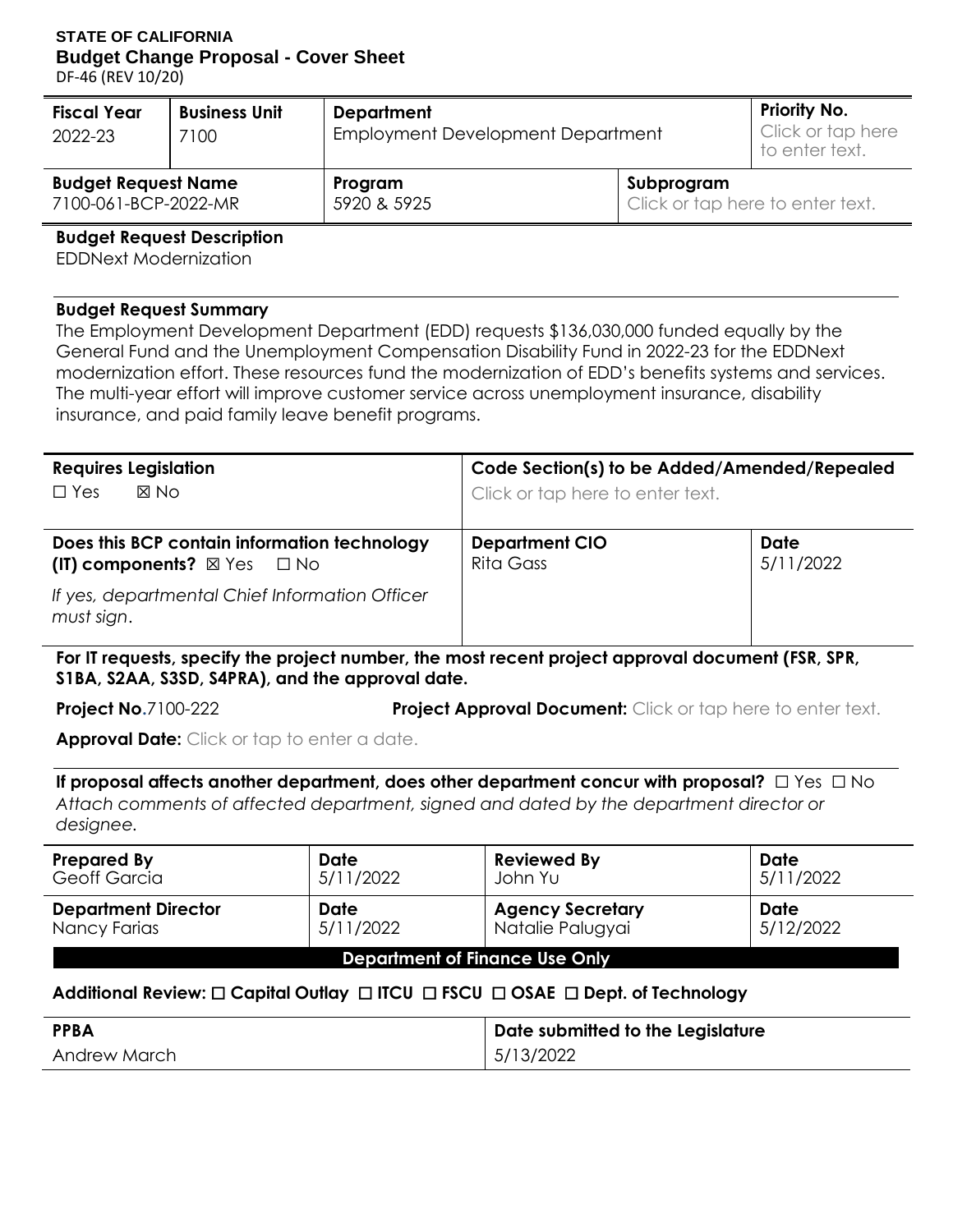**STATE OF CALIFORNIA**
**Budget Change Proposal - Cover Sheet**
DF-46 (REV 10/20)

| Fiscal Year | Business Unit | Department | Priority No. |
|---|---|---|---|
| 2022-23 | 7100 | Employment Development Department | Click or tap here to enter text. |

| Budget Request Name | Program | Subprogram |
|---|---|---|
| 7100-061-BCP-2022-MR | 5920 & 5925 | Click or tap here to enter text. |

**Budget Request Description**
EDDNext Modernization

**Budget Request Summary**
The Employment Development Department (EDD) requests $136,030,000 funded equally by the General Fund and the Unemployment Compensation Disability Fund in 2022-23 for the EDDNext modernization effort. These resources fund the modernization of EDD's benefits systems and services. The multi-year effort will improve customer service across unemployment insurance, disability insurance, and paid family leave benefit programs.

| Requires Legislation | Code Section(s) to be Added/Amended/Repealed |
|---|---|
| ☐ Yes ☒ No | Click or tap here to enter text. |

| Does this BCP contain information technology (IT) components? ☒ Yes ☐ No | Department CIO | Date |
|---|---|---|
| *If yes, departmental Chief Information Officer must sign.* | Rita Gass | 5/11/2022 |

**For IT requests, specify the project number, the most recent project approval document (FSR, SPR, S1BA, S2AA, S3SD, S4PRA), and the approval date.**

**Project No.**7100-222 **Project Approval Document:** Click or tap here to enter text.

**Approval Date:** Click or tap to enter a date.

**If proposal affects another department, does other department concur with proposal?** ☐ Yes ☐ No
*Attach comments of affected department, signed and dated by the department director or designee.*

| Prepared By | Date | Reviewed By | Date |
|---|---|---|---|
| Geoff Garcia | 5/11/2022 | John Yu | 5/11/2022 |
| **Department Director** | **Date** | **Agency Secretary** | **Date** |
| Nancy Farias | 5/11/2022 | Natalie Palugyai | 5/12/2022 |

**Department of Finance Use Only**

**Additional Review:** ☐ **Capital Outlay** ☐ **ITCU** ☐ **FSCU** ☐ **OSAE** ☐ **Dept. of Technology**

| PPBA | Date submitted to the Legislature |
|---|---|
| Andrew March | 5/13/2022 |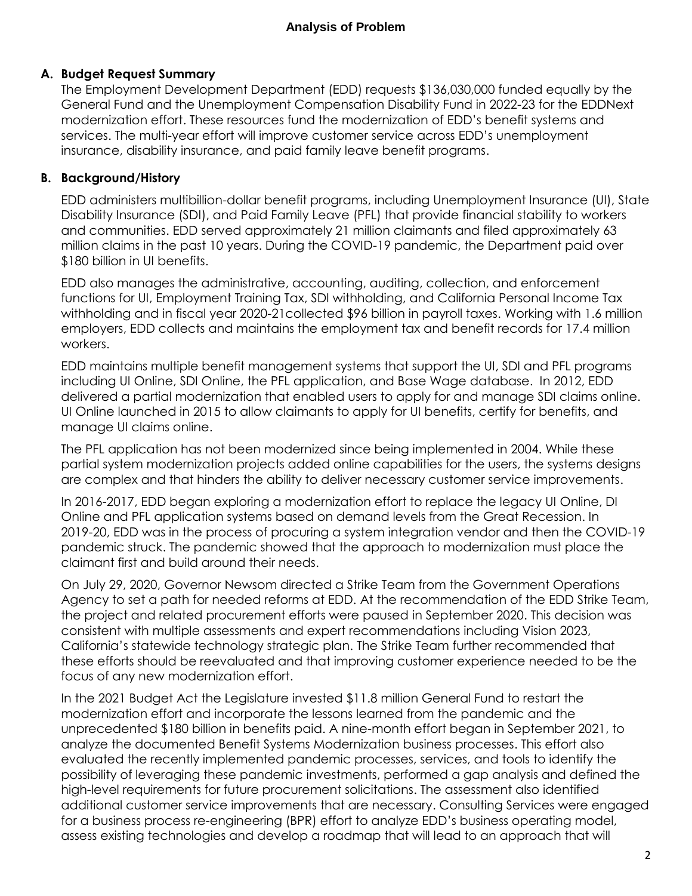## Analysis of Problem

### A. Budget Request Summary

The Employment Development Department (EDD) requests $136,030,000 funded equally by the General Fund and the Unemployment Compensation Disability Fund in 2022-23 for the EDDNext modernization effort. These resources fund the modernization of EDD's benefit systems and services. The multi-year effort will improve customer service across EDD's unemployment insurance, disability insurance, and paid family leave benefit programs.

### B. Background/History

EDD administers multibillion-dollar benefit programs, including Unemployment Insurance (UI), State Disability Insurance (SDI), and Paid Family Leave (PFL) that provide financial stability to workers and communities. EDD served approximately 21 million claimants and filed approximately 63 million claims in the past 10 years. During the COVID-19 pandemic, the Department paid over $180 billion in UI benefits.

EDD also manages the administrative, accounting, auditing, collection, and enforcement functions for UI, Employment Training Tax, SDI withholding, and California Personal Income Tax withholding and in fiscal year 2020-21collected $96 billion in payroll taxes. Working with 1.6 million employers, EDD collects and maintains the employment tax and benefit records for 17.4 million workers.

EDD maintains multiple benefit management systems that support the UI, SDI and PFL programs including UI Online, SDI Online, the PFL application, and Base Wage database. In 2012, EDD delivered a partial modernization that enabled users to apply for and manage SDI claims online. UI Online launched in 2015 to allow claimants to apply for UI benefits, certify for benefits, and manage UI claims online.

The PFL application has not been modernized since being implemented in 2004. While these partial system modernization projects added online capabilities for the users, the systems designs are complex and that hinders the ability to deliver necessary customer service improvements.

In 2016-2017, EDD began exploring a modernization effort to replace the legacy UI Online, DI Online and PFL application systems based on demand levels from the Great Recession. In 2019-20, EDD was in the process of procuring a system integration vendor and then the COVID-19 pandemic struck. The pandemic showed that the approach to modernization must place the claimant first and build around their needs.

On July 29, 2020, Governor Newsom directed a Strike Team from the Government Operations Agency to set a path for needed reforms at EDD. At the recommendation of the EDD Strike Team, the project and related procurement efforts were paused in September 2020. This decision was consistent with multiple assessments and expert recommendations including Vision 2023, California's statewide technology strategic plan. The Strike Team further recommended that these efforts should be reevaluated and that improving customer experience needed to be the focus of any new modernization effort.

In the 2021 Budget Act the Legislature invested $11.8 million General Fund to restart the modernization effort and incorporate the lessons learned from the pandemic and the unprecedented $180 billion in benefits paid. A nine-month effort began in September 2021, to analyze the documented Benefit Systems Modernization business processes. This effort also evaluated the recently implemented pandemic processes, services, and tools to identify the possibility of leveraging these pandemic investments, performed a gap analysis and defined the high-level requirements for future procurement solicitations. The assessment also identified additional customer service improvements that are necessary. Consulting Services were engaged for a business process re-engineering (BPR) effort to analyze EDD's business operating model, assess existing technologies and develop a roadmap that will lead to an approach that will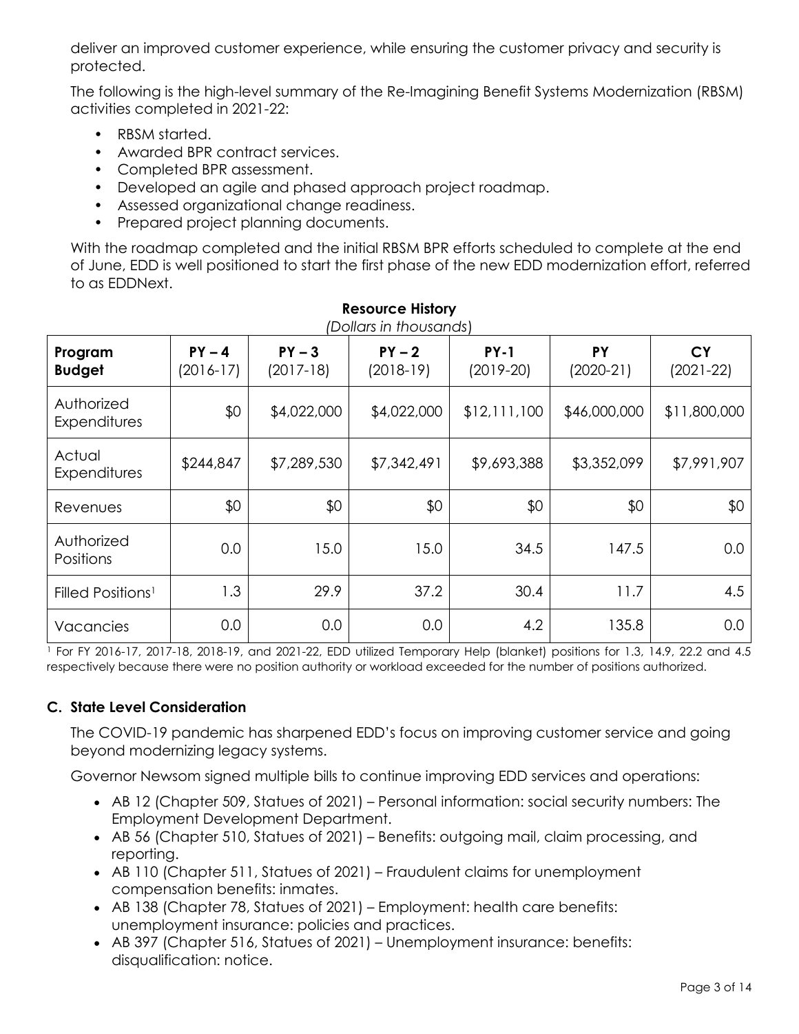deliver an improved customer experience, while ensuring the customer privacy and security is protected.

The following is the high-level summary of the Re-Imagining Benefit Systems Modernization (RBSM) activities completed in 2021-22:

- RBSM started.
- Awarded BPR contract services.
- Completed BPR assessment.
- Developed an agile and phased approach project roadmap.
- Assessed organizational change readiness.
- Prepared project planning documents.

With the roadmap completed and the initial RBSM BPR efforts scheduled to complete at the end of June, EDD is well positioned to start the first phase of the new EDD modernization effort, referred to as EDDNext.

**Resource History**

*(Dollars in thousands)*

| Program Budget | PY – 4 (2016-17) | PY – 3 (2017-18) | PY – 2 (2018-19) | PY-1 (2019-20) | PY (2020-21) | CY (2021-22) |
|---|---|---|---|---|---|---|
| Authorized Expenditures | $0 | $4,022,000 | $4,022,000 | $12,111,100 | $46,000,000 | $11,800,000 |
| Actual Expenditures | $244,847 | $7,289,530 | $7,342,491 | $9,693,388 | $3,352,099 | $7,991,907 |
| Revenues | $0 | $0 | $0 | $0 | $0 | $0 |
| Authorized Positions | 0.0 | 15.0 | 15.0 | 34.5 | 147.5 | 0.0 |
| Filled Positions[1] | 1.3 | 29.9 | 37.2 | 30.4 | 11.7 | 4.5 |
| Vacancies | 0.0 | 0.0 | 0.0 | 4.2 | 135.8 | 0.0 |

[1] For FY 2016-17, 2017-18, 2018-19, and 2021-22, EDD utilized Temporary Help (blanket) positions for 1.3, 14.9, 22.2 and 4.5 respectively because there were no position authority or workload exceeded for the number of positions authorized.

## C. State Level Consideration

The COVID-19 pandemic has sharpened EDD's focus on improving customer service and going beyond modernizing legacy systems.

Governor Newsom signed multiple bills to continue improving EDD services and operations:

- AB 12 (Chapter 509, Statues of 2021) – Personal information: social security numbers: The Employment Development Department.
- AB 56 (Chapter 510, Statues of 2021) – Benefits: outgoing mail, claim processing, and reporting.
- AB 110 (Chapter 511, Statues of 2021) – Fraudulent claims for unemployment compensation benefits: inmates.
- AB 138 (Chapter 78, Statues of 2021) – Employment: health care benefits: unemployment insurance: policies and practices.
- AB 397 (Chapter 516, Statues of 2021) – Unemployment insurance: benefits: disqualification: notice.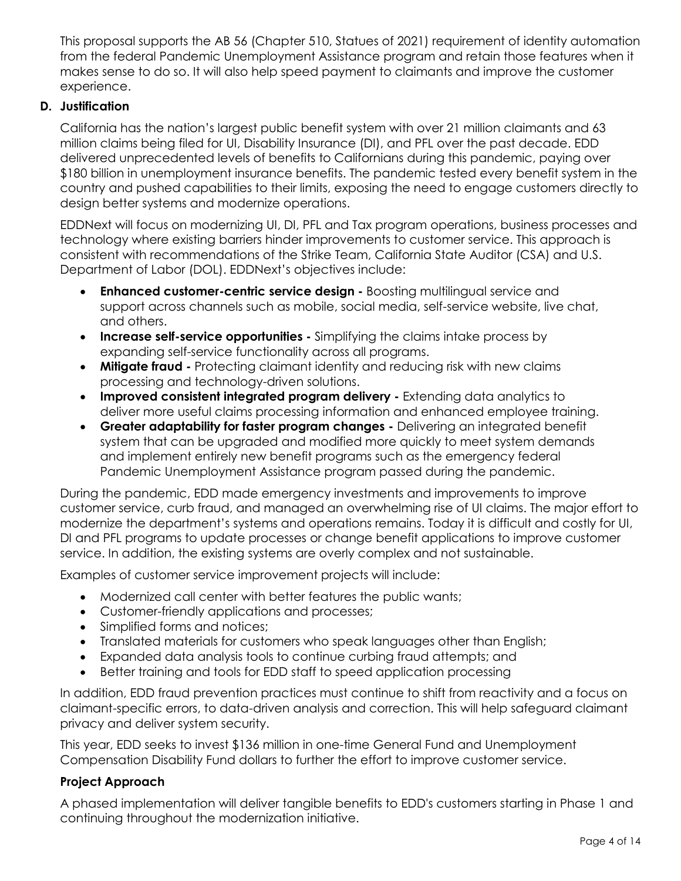This proposal supports the AB 56 (Chapter 510, Statues of 2021) requirement of identity automation from the federal Pandemic Unemployment Assistance program and retain those features when it makes sense to do so. It will also help speed payment to claimants and improve the customer experience.

### D. Justification

California has the nation's largest public benefit system with over 21 million claimants and 63 million claims being filed for UI, Disability Insurance (DI), and PFL over the past decade. EDD delivered unprecedented levels of benefits to Californians during this pandemic, paying over $180 billion in unemployment insurance benefits. The pandemic tested every benefit system in the country and pushed capabilities to their limits, exposing the need to engage customers directly to design better systems and modernize operations.

EDDNext will focus on modernizing UI, DI, PFL and Tax program operations, business processes and technology where existing barriers hinder improvements to customer service. This approach is consistent with recommendations of the Strike Team, California State Auditor (CSA) and U.S. Department of Labor (DOL). EDDNext's objectives include:

- **Enhanced customer-centric service design -** Boosting multilingual service and support across channels such as mobile, social media, self-service website, live chat, and others.
- **Increase self-service opportunities -** Simplifying the claims intake process by expanding self-service functionality across all programs.
- **Mitigate fraud -** Protecting claimant identity and reducing risk with new claims processing and technology-driven solutions.
- **Improved consistent integrated program delivery -** Extending data analytics to deliver more useful claims processing information and enhanced employee training.
- **Greater adaptability for faster program changes -** Delivering an integrated benefit system that can be upgraded and modified more quickly to meet system demands and implement entirely new benefit programs such as the emergency federal Pandemic Unemployment Assistance program passed during the pandemic.

During the pandemic, EDD made emergency investments and improvements to improve customer service, curb fraud, and managed an overwhelming rise of UI claims. The major effort to modernize the department's systems and operations remains. Today it is difficult and costly for UI, DI and PFL programs to update processes or change benefit applications to improve customer service. In addition, the existing systems are overly complex and not sustainable.

Examples of customer service improvement projects will include:

- Modernized call center with better features the public wants;
- Customer-friendly applications and processes;
- Simplified forms and notices;
- Translated materials for customers who speak languages other than English;
- Expanded data analysis tools to continue curbing fraud attempts; and
- Better training and tools for EDD staff to speed application processing

In addition, EDD fraud prevention practices must continue to shift from reactivity and a focus on claimant-specific errors, to data-driven analysis and correction. This will help safeguard claimant privacy and deliver system security.

This year, EDD seeks to invest $136 million in one-time General Fund and Unemployment Compensation Disability Fund dollars to further the effort to improve customer service.

### Project Approach

A phased implementation will deliver tangible benefits to EDD's customers starting in Phase 1 and continuing throughout the modernization initiative.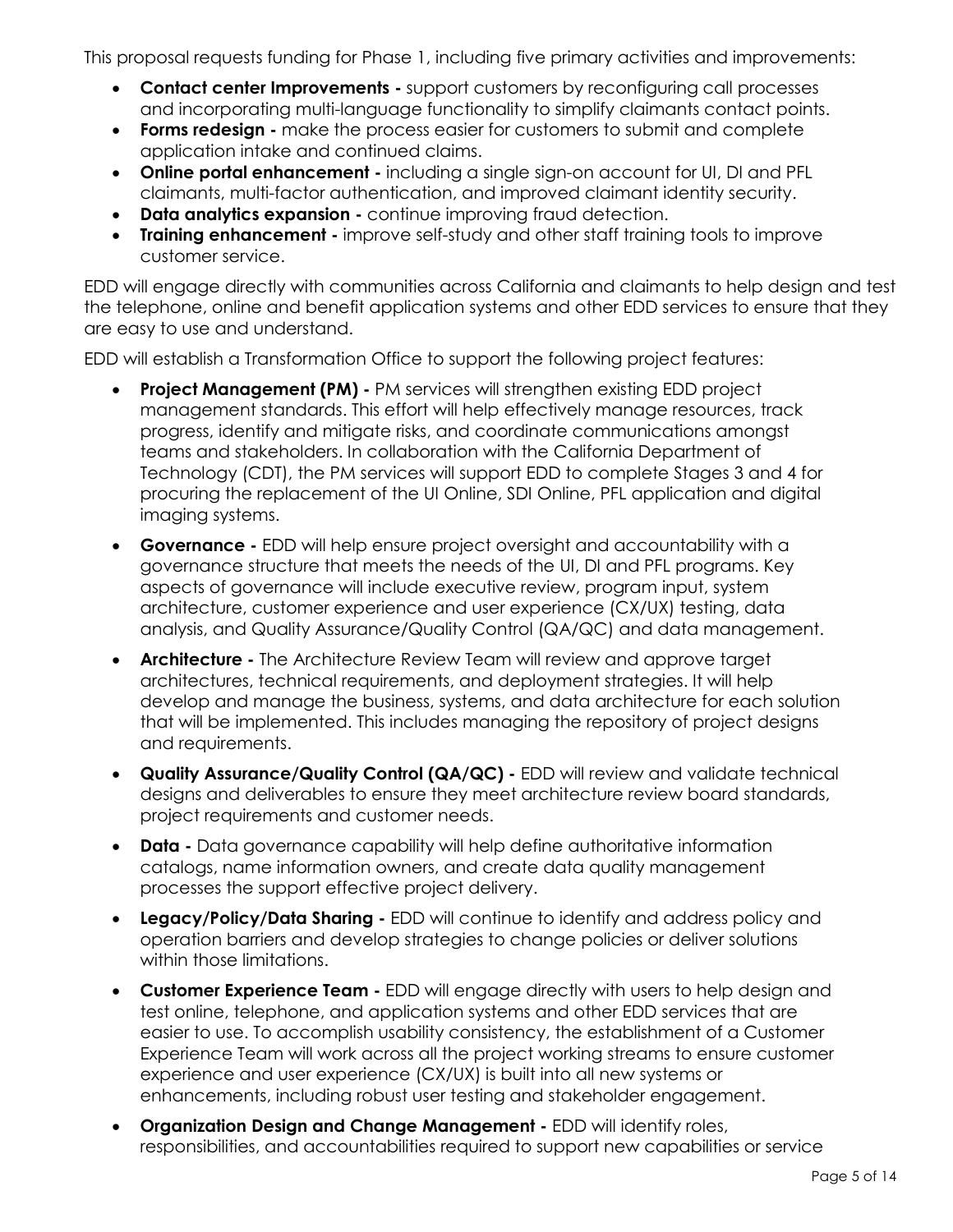This proposal requests funding for Phase 1, including five primary activities and improvements:

- **Contact center Improvements -** support customers by reconfiguring call processes and incorporating multi-language functionality to simplify claimants contact points.
- **Forms redesign -** make the process easier for customers to submit and complete application intake and continued claims.
- **Online portal enhancement -** including a single sign-on account for UI, DI and PFL claimants, multi-factor authentication, and improved claimant identity security.
- **Data analytics expansion -** continue improving fraud detection.
- **Training enhancement -** improve self-study and other staff training tools to improve customer service.

EDD will engage directly with communities across California and claimants to help design and test the telephone, online and benefit application systems and other EDD services to ensure that they are easy to use and understand.

EDD will establish a Transformation Office to support the following project features:

- **Project Management (PM) -** PM services will strengthen existing EDD project management standards. This effort will help effectively manage resources, track progress, identify and mitigate risks, and coordinate communications amongst teams and stakeholders. In collaboration with the California Department of Technology (CDT), the PM services will support EDD to complete Stages 3 and 4 for procuring the replacement of the UI Online, SDI Online, PFL application and digital imaging systems.
- **Governance -** EDD will help ensure project oversight and accountability with a governance structure that meets the needs of the UI, DI and PFL programs. Key aspects of governance will include executive review, program input, system architecture, customer experience and user experience (CX/UX) testing, data analysis, and Quality Assurance/Quality Control (QA/QC) and data management.
- **Architecture -** The Architecture Review Team will review and approve target architectures, technical requirements, and deployment strategies. It will help develop and manage the business, systems, and data architecture for each solution that will be implemented. This includes managing the repository of project designs and requirements.
- **Quality Assurance/Quality Control (QA/QC) -** EDD will review and validate technical designs and deliverables to ensure they meet architecture review board standards, project requirements and customer needs.
- **Data -** Data governance capability will help define authoritative information catalogs, name information owners, and create data quality management processes the support effective project delivery.
- **Legacy/Policy/Data Sharing -** EDD will continue to identify and address policy and operation barriers and develop strategies to change policies or deliver solutions within those limitations.
- **Customer Experience Team -** EDD will engage directly with users to help design and test online, telephone, and application systems and other EDD services that are easier to use. To accomplish usability consistency, the establishment of a Customer Experience Team will work across all the project working streams to ensure customer experience and user experience (CX/UX) is built into all new systems or enhancements, including robust user testing and stakeholder engagement.
- **Organization Design and Change Management -** EDD will identify roles, responsibilities, and accountabilities required to support new capabilities or service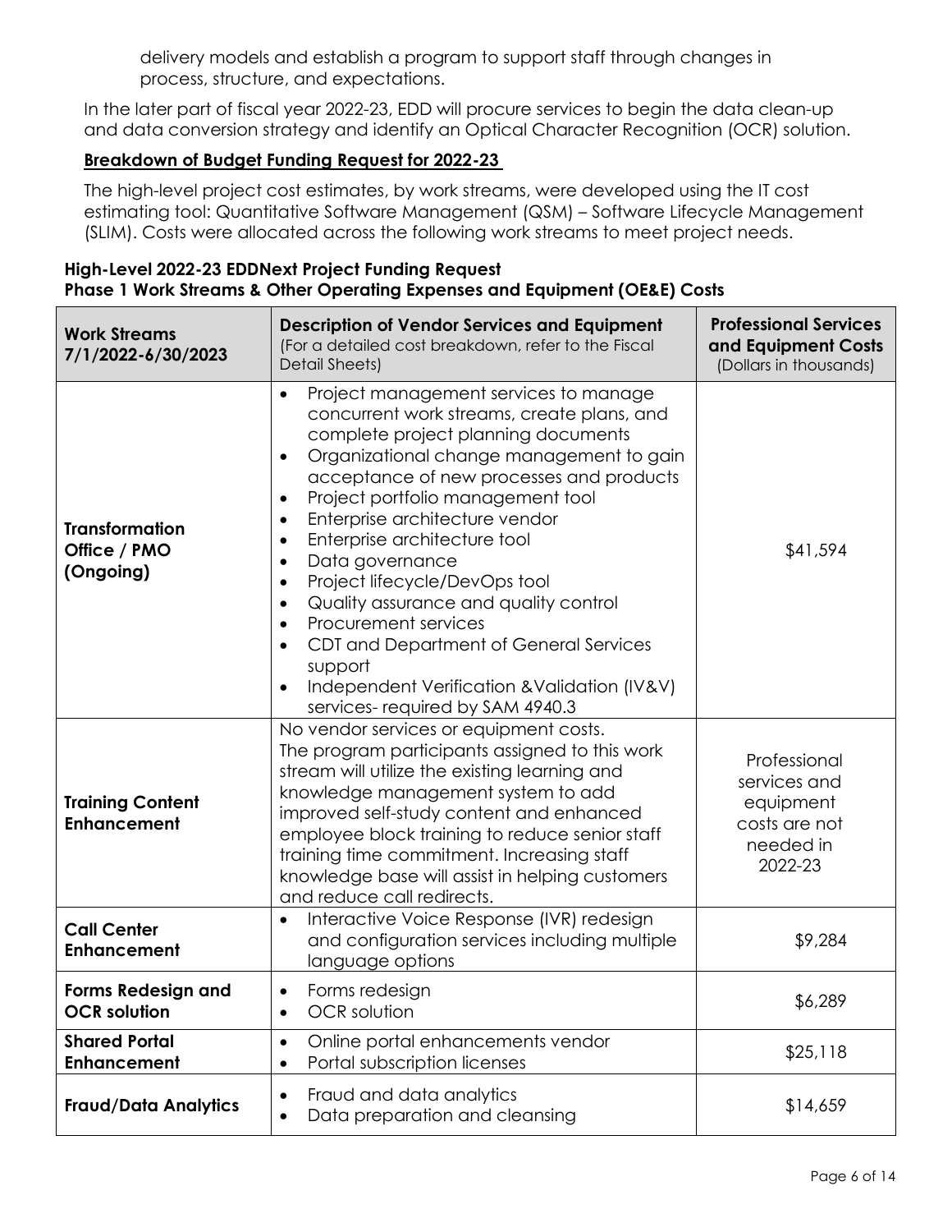delivery models and establish a program to support staff through changes in process, structure, and expectations.

In the later part of fiscal year 2022-23, EDD will procure services to begin the data clean-up and data conversion strategy and identify an Optical Character Recognition (OCR) solution.

**Breakdown of Budget Funding Request for 2022-23**

The high-level project cost estimates, by work streams, were developed using the IT cost estimating tool: Quantitative Software Management (QSM) – Software Lifecycle Management (SLIM). Costs were allocated across the following work streams to meet project needs.

**High-Level 2022-23 EDDNext Project Funding Request**
**Phase 1 Work Streams & Other Operating Expenses and Equipment (OE&E) Costs**

| **Work Streams 7/1/2022-6/30/2023** | **Description of Vendor Services and Equipment** (For a detailed cost breakdown, refer to the Fiscal Detail Sheets) | **Professional Services and Equipment Costs** (Dollars in thousands) |
|---|---|---|
| **Transformation Office / PMO (Ongoing)** | • Project management services to manage concurrent work streams, create plans, and complete project planning documents<br>• Organizational change management to gain acceptance of new processes and products<br>• Project portfolio management tool<br>• Enterprise architecture vendor<br>• Enterprise architecture tool<br>• Data governance<br>• Project lifecycle/DevOps tool<br>• Quality assurance and quality control<br>• Procurement services<br>• CDT and Department of General Services support<br>• Independent Verification &Validation (IV&V) services- required by SAM 4940.3 | $41,594 |
| **Training Content Enhancement** | No vendor services or equipment costs. The program participants assigned to this work stream will utilize the existing learning and knowledge management system to add improved self-study content and enhanced employee block training to reduce senior staff training time commitment. Increasing staff knowledge base will assist in helping customers and reduce call redirects. | Professional services and equipment costs are not needed in 2022-23 |
| **Call Center Enhancement** | • Interactive Voice Response (IVR) redesign and configuration services including multiple language options | $9,284 |
| **Forms Redesign and OCR solution** | • Forms redesign<br>• OCR solution | $6,289 |
| **Shared Portal Enhancement** | • Online portal enhancements vendor<br>• Portal subscription licenses | $25,118 |
| **Fraud/Data Analytics** | • Fraud and data analytics<br>• Data preparation and cleansing | $14,659 |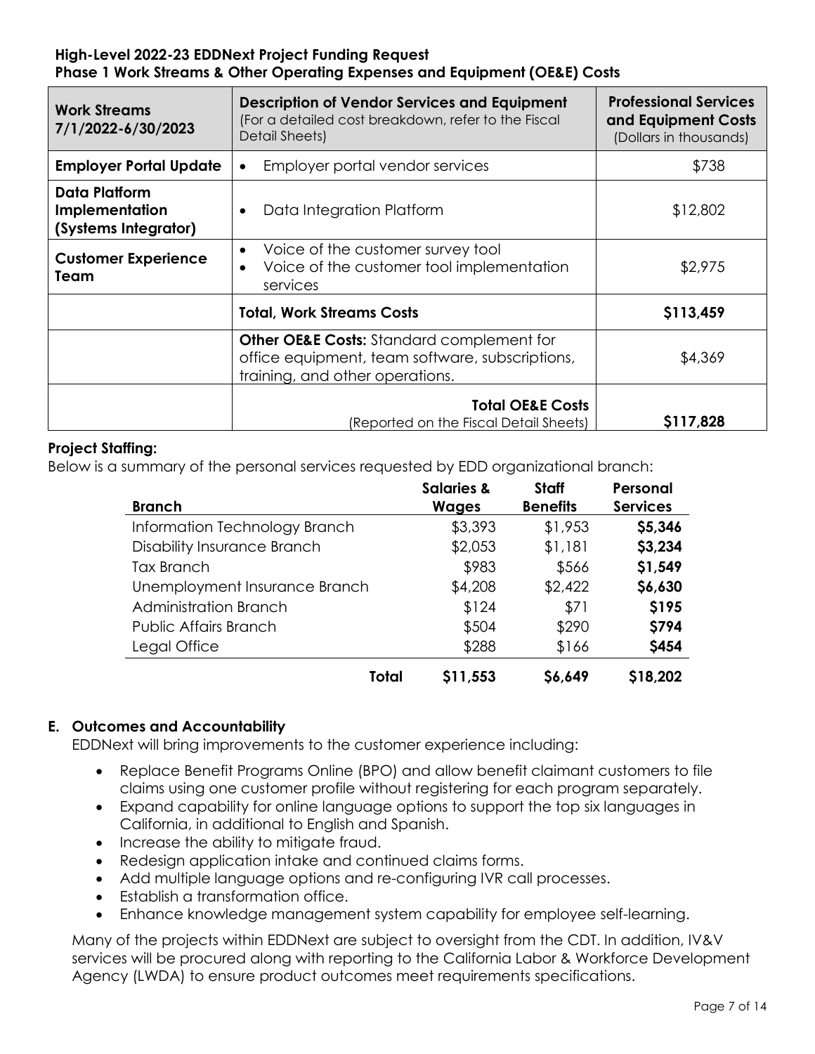**High-Level 2022-23 EDDNext Project Funding Request**
**Phase 1 Work Streams & Other Operating Expenses and Equipment (OE&E) Costs**

| **Work Streams 7/1/2022-6/30/2023** | **Description of Vendor Services and Equipment** (For a detailed cost breakdown, refer to the Fiscal Detail Sheets) | **Professional Services and Equipment Costs** (Dollars in thousands) |
|---|---|---|
| **Employer Portal Update** | • Employer portal vendor services | $738 |
| **Data Platform Implementation (Systems Integrator)** | • Data Integration Platform | $12,802 |
| **Customer Experience Team** | • Voice of the customer survey tool<br>• Voice of the customer tool implementation services | $2,975 |
| | **Total, Work Streams Costs** | **$113,459** |
| | **Other OE&E Costs:** Standard complement for office equipment, team software, subscriptions, training, and other operations. | $4,369 |
| | **Total OE&E Costs** (Reported on the Fiscal Detail Sheets) | **$117,828** |

**Project Staffing:**
Below is a summary of the personal services requested by EDD organizational branch:

| **Branch** | **Salaries & Wages** | **Staff Benefits** | **Personal Services** |
|---|---|---|---|
| Information Technology Branch | $3,393 | $1,953 | **$5,346** |
| Disability Insurance Branch | $2,053 | $1,181 | **$3,234** |
| Tax Branch | $983 | $566 | **$1,549** |
| Unemployment Insurance Branch | $4,208 | $2,422 | **$6,630** |
| Administration Branch | $124 | $71 | **$195** |
| Public Affairs Branch | $504 | $290 | **$794** |
| Legal Office | $288 | $166 | **$454** |
| **Total** | **$11,553** | **$6,649** | **$18,202** |

## E. Outcomes and Accountability

EDDNext will bring improvements to the customer experience including:

- Replace Benefit Programs Online (BPO) and allow benefit claimant customers to file claims using one customer profile without registering for each program separately.
- Expand capability for online language options to support the top six languages in California, in additional to English and Spanish.
- Increase the ability to mitigate fraud.
- Redesign application intake and continued claims forms.
- Add multiple language options and re-configuring IVR call processes.
- Establish a transformation office.
- Enhance knowledge management system capability for employee self-learning.

Many of the projects within EDDNext are subject to oversight from the CDT. In addition, IV&V services will be procured along with reporting to the California Labor & Workforce Development Agency (LWDA) to ensure product outcomes meet requirements specifications.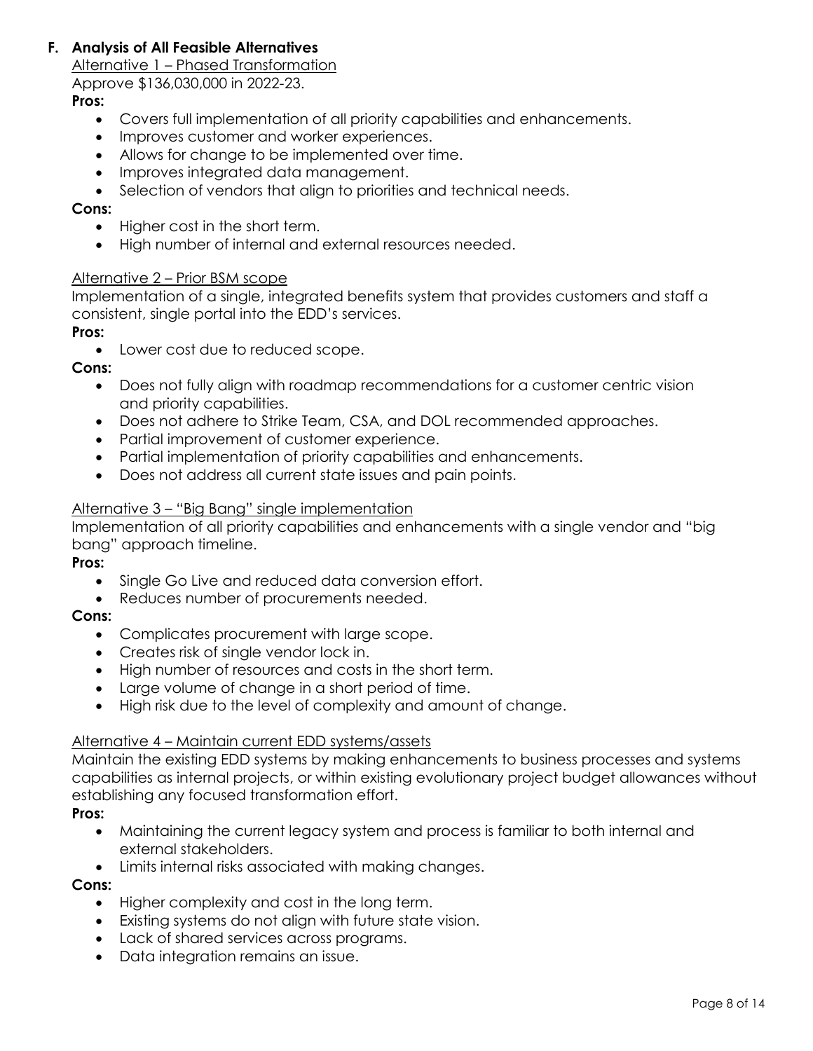## F. Analysis of All Feasible Alternatives

Alternative 1 – Phased Transformation

Approve $136,030,000 in 2022-23.

**Pros:**

- Covers full implementation of all priority capabilities and enhancements.
- Improves customer and worker experiences.
- Allows for change to be implemented over time.
- Improves integrated data management.
- Selection of vendors that align to priorities and technical needs.

**Cons:**

- Higher cost in the short term.
- High number of internal and external resources needed.

Alternative 2 – Prior BSM scope

Implementation of a single, integrated benefits system that provides customers and staff a consistent, single portal into the EDD's services.

**Pros:**

- Lower cost due to reduced scope.

**Cons:**

- Does not fully align with roadmap recommendations for a customer centric vision and priority capabilities.
- Does not adhere to Strike Team, CSA, and DOL recommended approaches.
- Partial improvement of customer experience.
- Partial implementation of priority capabilities and enhancements.
- Does not address all current state issues and pain points.

Alternative 3 – "Big Bang" single implementation

Implementation of all priority capabilities and enhancements with a single vendor and "big bang" approach timeline.

**Pros:**

- Single Go Live and reduced data conversion effort.
- Reduces number of procurements needed.

**Cons:**

- Complicates procurement with large scope.
- Creates risk of single vendor lock in.
- High number of resources and costs in the short term.
- Large volume of change in a short period of time.
- High risk due to the level of complexity and amount of change.

Alternative 4 – Maintain current EDD systems/assets

Maintain the existing EDD systems by making enhancements to business processes and systems capabilities as internal projects, or within existing evolutionary project budget allowances without establishing any focused transformation effort.

**Pros:**

- Maintaining the current legacy system and process is familiar to both internal and external stakeholders.
- Limits internal risks associated with making changes.

**Cons:**

- Higher complexity and cost in the long term.
- Existing systems do not align with future state vision.
- Lack of shared services across programs.
- Data integration remains an issue.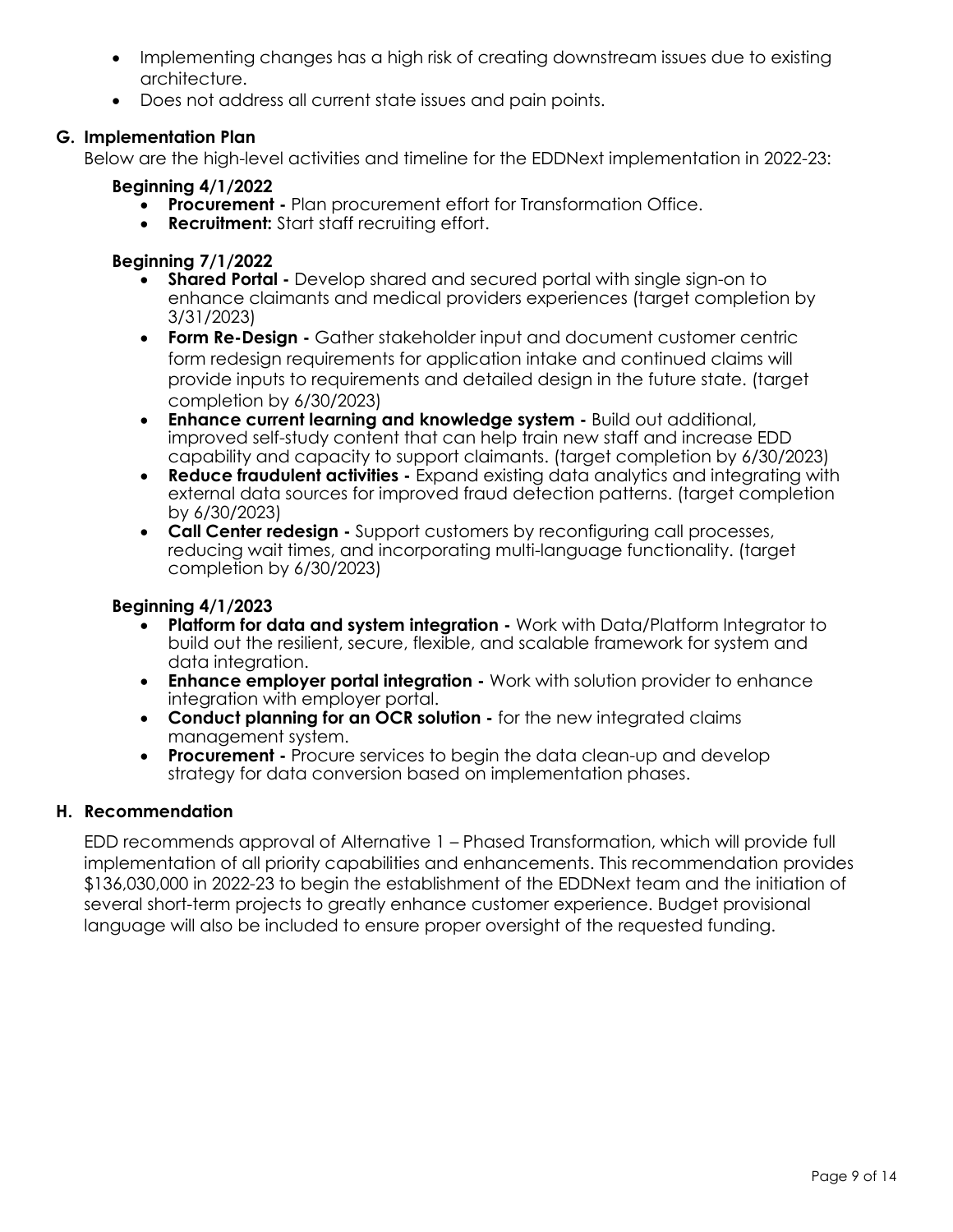- Implementing changes has a high risk of creating downstream issues due to existing architecture.
- Does not address all current state issues and pain points.

## G. Implementation Plan

Below are the high-level activities and timeline for the EDDNext implementation in 2022-23:

### Beginning 4/1/2022

- **Procurement -** Plan procurement effort for Transformation Office.
- **Recruitment:** Start staff recruiting effort.

### Beginning 7/1/2022

- **Shared Portal -** Develop shared and secured portal with single sign-on to enhance claimants and medical providers experiences (target completion by 3/31/2023)
- **Form Re-Design -** Gather stakeholder input and document customer centric form redesign requirements for application intake and continued claims will provide inputs to requirements and detailed design in the future state. (target completion by 6/30/2023)
- **Enhance current learning and knowledge system -** Build out additional, improved self-study content that can help train new staff and increase EDD capability and capacity to support claimants. (target completion by 6/30/2023)
- **Reduce fraudulent activities -** Expand existing data analytics and integrating with external data sources for improved fraud detection patterns. (target completion by 6/30/2023)
- **Call Center redesign -** Support customers by reconfiguring call processes, reducing wait times, and incorporating multi-language functionality. (target completion by 6/30/2023)

### Beginning 4/1/2023

- **Platform for data and system integration -** Work with Data/Platform Integrator to build out the resilient, secure, flexible, and scalable framework for system and data integration.
- **Enhance employer portal integration -** Work with solution provider to enhance integration with employer portal.
- **Conduct planning for an OCR solution -** for the new integrated claims management system.
- **Procurement -** Procure services to begin the data clean-up and develop strategy for data conversion based on implementation phases.

## H. Recommendation

EDD recommends approval of Alternative 1 – Phased Transformation, which will provide full implementation of all priority capabilities and enhancements. This recommendation provides $136,030,000 in 2022-23 to begin the establishment of the EDDNext team and the initiation of several short-term projects to greatly enhance customer experience. Budget provisional language will also be included to ensure proper oversight of the requested funding.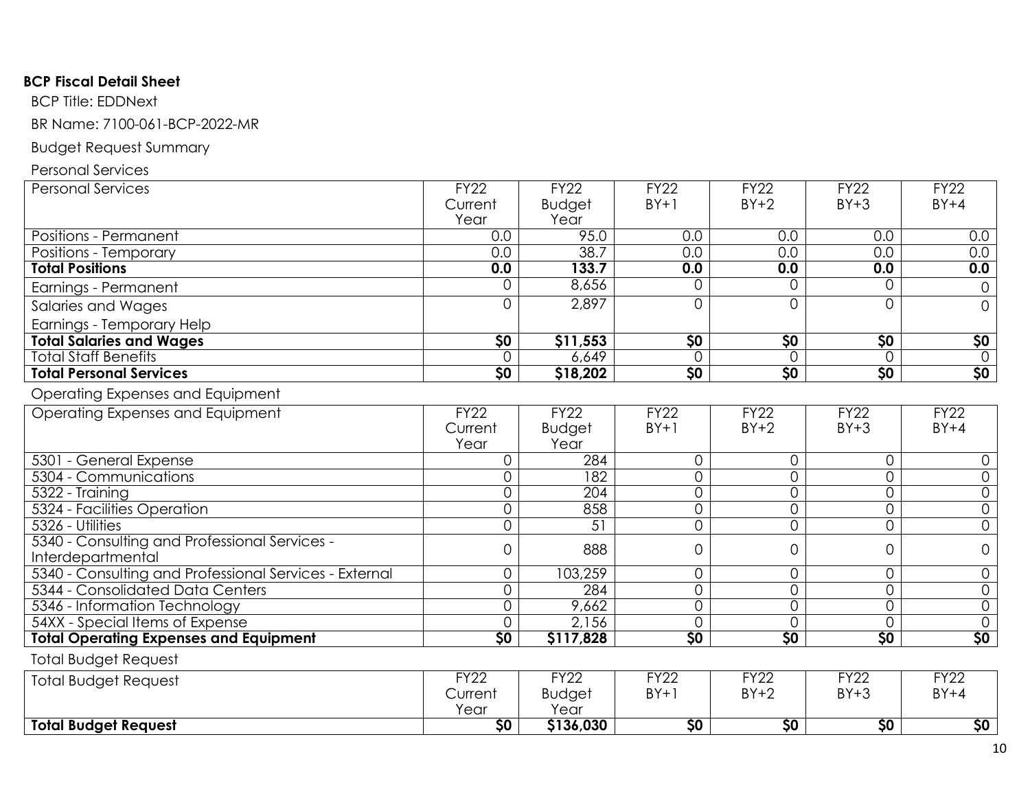**BCP Fiscal Detail Sheet**

BCP Title: EDDNext

BR Name: 7100-061-BCP-2022-MR

Budget Request Summary

Personal Services

| Personal Services | FY22 Current Year | FY22 Budget Year | FY22 BY+1 | FY22 BY+2 | FY22 BY+3 | FY22 BY+4 |
|---|---|---|---|---|---|---|
| Positions - Permanent | 0.0 | 95.0 | 0.0 | 0.0 | 0.0 | 0.0 |
| Positions - Temporary | 0.0 | 38.7 | 0.0 | 0.0 | 0.0 | 0.0 |
| **Total Positions** | **0.0** | **133.7** | **0.0** | **0.0** | **0.0** | **0.0** |
| Earnings - Permanent | 0 | 8,656 | 0 | 0 | 0 | 0 |
| Salaries and Wages Earnings - Temporary Help | 0 | 2,897 | 0 | 0 | 0 | 0 |
| **Total Salaries and Wages** | **$0** | **$11,553** | **$0** | **$0** | **$0** | **$0** |
| Total Staff Benefits | 0 | 6,649 | 0 | 0 | 0 | 0 |
| **Total Personal Services** | **$0** | **$18,202** | **$0** | **$0** | **$0** | **$0** |

Operating Expenses and Equipment

| Operating Expenses and Equipment | FY22 Current Year | FY22 Budget Year | FY22 BY+1 | FY22 BY+2 | FY22 BY+3 | FY22 BY+4 |
|---|---|---|---|---|---|---|
| 5301 - General Expense | 0 | 284 | 0 | 0 | 0 | 0 |
| 5304 - Communications | 0 | 182 | 0 | 0 | 0 | 0 |
| 5322 - Training | 0 | 204 | 0 | 0 | 0 | 0 |
| 5324 - Facilities Operation | 0 | 858 | 0 | 0 | 0 | 0 |
| 5326 - Utilities | 0 | 51 | 0 | 0 | 0 | 0 |
| 5340 - Consulting and Professional Services - Interdepartmental | 0 | 888 | 0 | 0 | 0 | 0 |
| 5340 - Consulting and Professional Services - External | 0 | 103,259 | 0 | 0 | 0 | 0 |
| 5344 - Consolidated Data Centers | 0 | 284 | 0 | 0 | 0 | 0 |
| 5346 - Information Technology | 0 | 9,662 | 0 | 0 | 0 | 0 |
| 54XX - Special Items of Expense | 0 | 2,156 | 0 | 0 | 0 | 0 |
| **Total Operating Expenses and Equipment** | **$0** | **$117,828** | **$0** | **$0** | **$0** | **$0** |

Total Budget Request

| Total Budget Request | FY22 Current Year | FY22 Budget Year | FY22 BY+1 | FY22 BY+2 | FY22 BY+3 | FY22 BY+4 |
|---|---|---|---|---|---|---|
| **Total Budget Request** | **$0** | **$136,030** | **$0** | **$0** | **$0** | **$0** |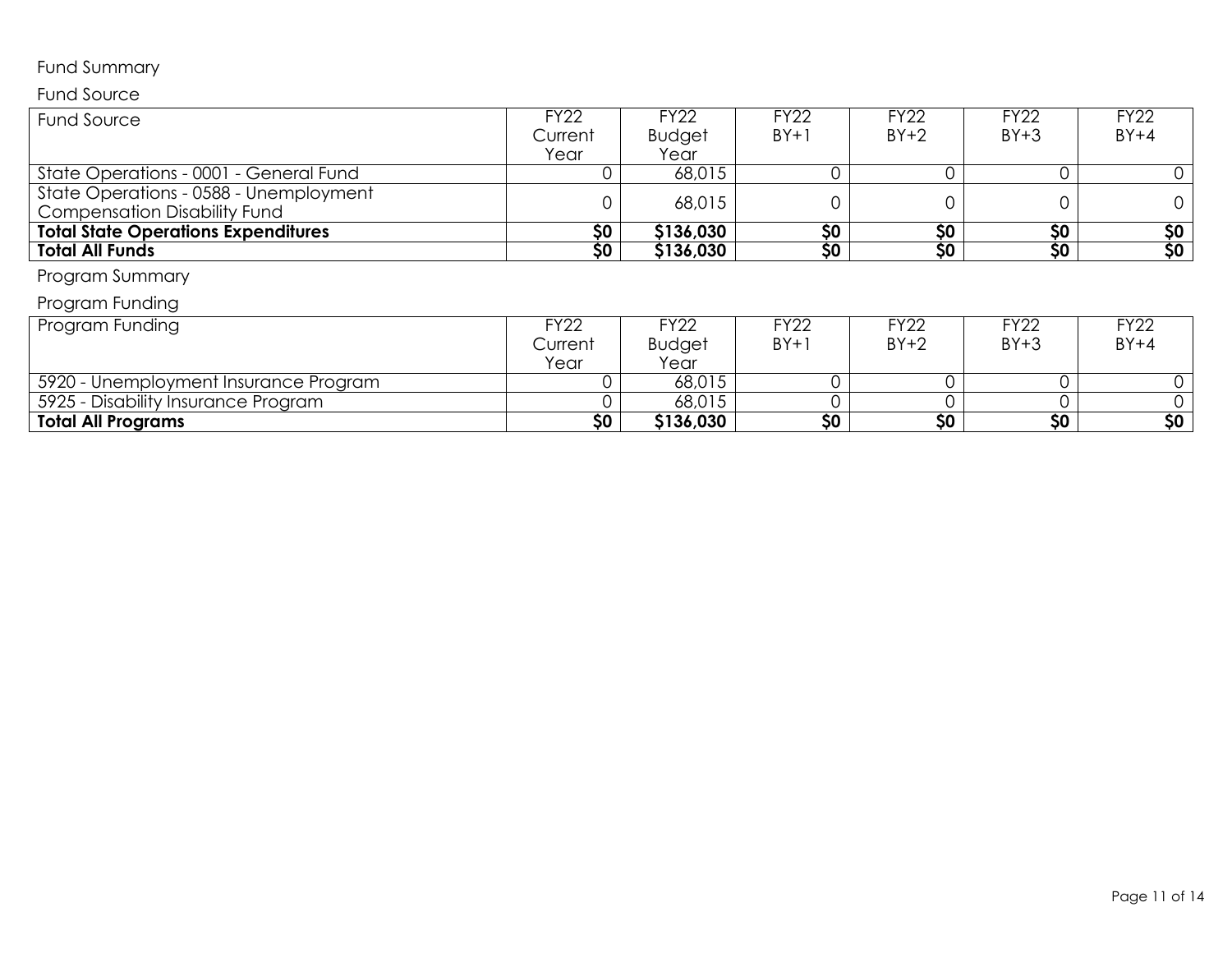Fund Summary

Fund Source

| Fund Source | FY22 Current Year | FY22 Budget Year | FY22 BY+1 | FY22 BY+2 | FY22 BY+3 | FY22 BY+4 |
|---|---|---|---|---|---|---|
| State Operations - 0001 - General Fund | 0 | 68,015 | 0 | 0 | 0 | 0 |
| State Operations - 0588 - Unemployment Compensation Disability Fund | 0 | 68,015 | 0 | 0 | 0 | 0 |
| **Total State Operations Expenditures** | **$0** | **$136,030** | **$0** | **$0** | **$0** | **$0** |
| **Total All Funds** | **$0** | **$136,030** | **$0** | **$0** | **$0** | **$0** |

Program Summary

Program Funding

| Program Funding | FY22 Current Year | FY22 Budget Year | FY22 BY+1 | FY22 BY+2 | FY22 BY+3 | FY22 BY+4 |
|---|---|---|---|---|---|---|
| 5920 - Unemployment Insurance Program | 0 | 68,015 | 0 | 0 | 0 | 0 |
| 5925 - Disability Insurance Program | 0 | 68,015 | 0 | 0 | 0 | 0 |
| **Total All Programs** | **$0** | **$136,030** | **$0** | **$0** | **$0** | **$0** |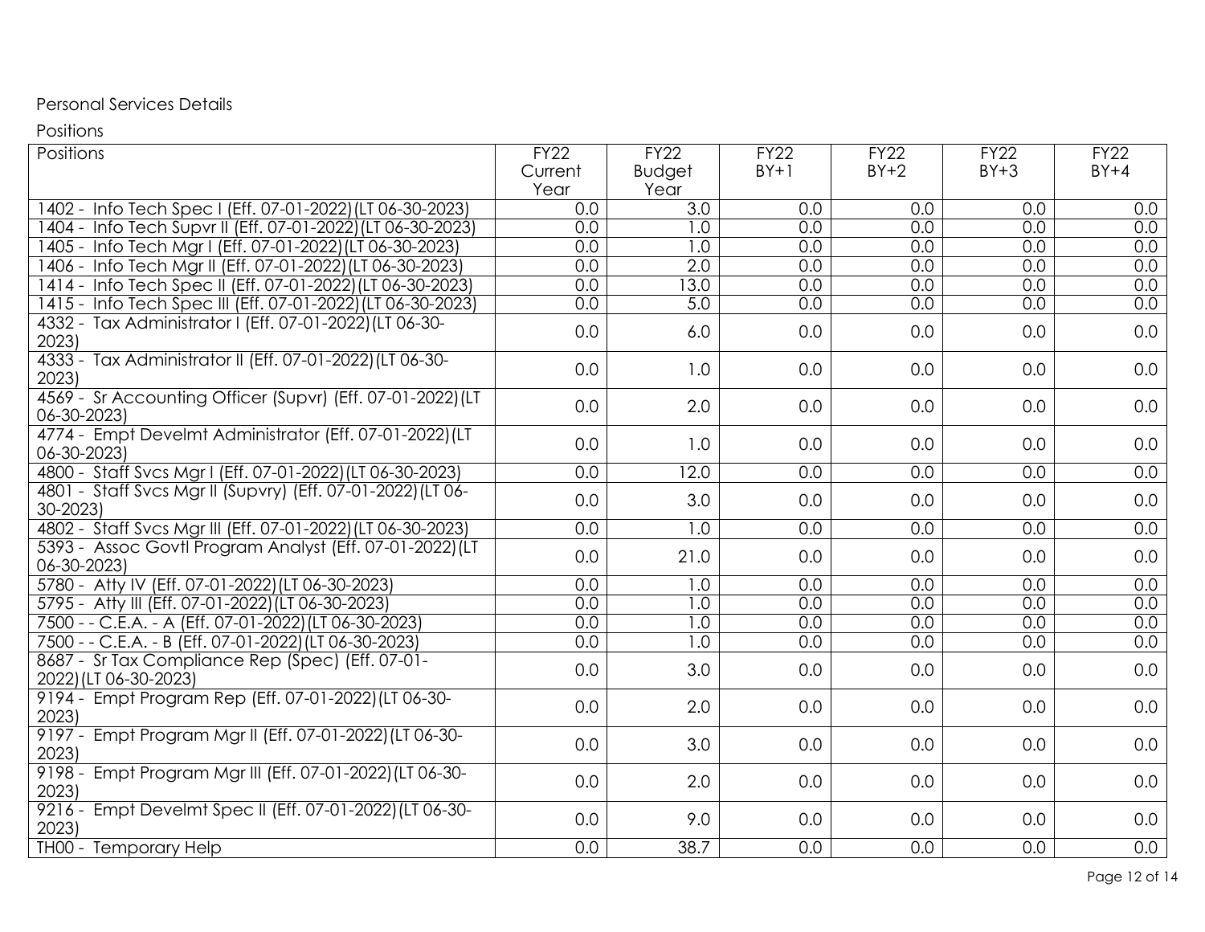Personal Services Details

Positions

| Positions | FY22 Current Year | FY22 Budget Year | FY22 BY+1 | FY22 BY+2 | FY22 BY+3 | FY22 BY+4 |
|---|---|---|---|---|---|---|
| 1402 - Info Tech Spec I (Eff. 07-01-2022)(LT 06-30-2023) | 0.0 | 3.0 | 0.0 | 0.0 | 0.0 | 0.0 |
| 1404 - Info Tech Supvr II (Eff. 07-01-2022)(LT 06-30-2023) | 0.0 | 1.0 | 0.0 | 0.0 | 0.0 | 0.0 |
| 1405 - Info Tech Mgr I (Eff. 07-01-2022)(LT 06-30-2023) | 0.0 | 1.0 | 0.0 | 0.0 | 0.0 | 0.0 |
| 1406 - Info Tech Mgr II (Eff. 07-01-2022)(LT 06-30-2023) | 0.0 | 2.0 | 0.0 | 0.0 | 0.0 | 0.0 |
| 1414 - Info Tech Spec II (Eff. 07-01-2022)(LT 06-30-2023) | 0.0 | 13.0 | 0.0 | 0.0 | 0.0 | 0.0 |
| 1415 - Info Tech Spec III (Eff. 07-01-2022)(LT 06-30-2023) | 0.0 | 5.0 | 0.0 | 0.0 | 0.0 | 0.0 |
| 4332 - Tax Administrator I (Eff. 07-01-2022)(LT 06-30-2023) | 0.0 | 6.0 | 0.0 | 0.0 | 0.0 | 0.0 |
| 4333 - Tax Administrator II (Eff. 07-01-2022)(LT 06-30-2023) | 0.0 | 1.0 | 0.0 | 0.0 | 0.0 | 0.0 |
| 4569 - Sr Accounting Officer (Supvr) (Eff. 07-01-2022)(LT 06-30-2023) | 0.0 | 2.0 | 0.0 | 0.0 | 0.0 | 0.0 |
| 4774 - Empt Develmt Administrator (Eff. 07-01-2022)(LT 06-30-2023) | 0.0 | 1.0 | 0.0 | 0.0 | 0.0 | 0.0 |
| 4800 - Staff Svcs Mgr I (Eff. 07-01-2022)(LT 06-30-2023) | 0.0 | 12.0 | 0.0 | 0.0 | 0.0 | 0.0 |
| 4801 - Staff Svcs Mgr II (Supvry) (Eff. 07-01-2022)(LT 06-30-2023) | 0.0 | 3.0 | 0.0 | 0.0 | 0.0 | 0.0 |
| 4802 - Staff Svcs Mgr III (Eff. 07-01-2022)(LT 06-30-2023) | 0.0 | 1.0 | 0.0 | 0.0 | 0.0 | 0.0 |
| 5393 - Assoc Govtl Program Analyst (Eff. 07-01-2022)(LT 06-30-2023) | 0.0 | 21.0 | 0.0 | 0.0 | 0.0 | 0.0 |
| 5780 - Atty IV (Eff. 07-01-2022)(LT 06-30-2023) | 0.0 | 1.0 | 0.0 | 0.0 | 0.0 | 0.0 |
| 5795 - Atty III (Eff. 07-01-2022)(LT 06-30-2023) | 0.0 | 1.0 | 0.0 | 0.0 | 0.0 | 0.0 |
| 7500 - - C.E.A. - A (Eff. 07-01-2022)(LT 06-30-2023) | 0.0 | 1.0 | 0.0 | 0.0 | 0.0 | 0.0 |
| 7500 - - C.E.A. - B (Eff. 07-01-2022)(LT 06-30-2023) | 0.0 | 1.0 | 0.0 | 0.0 | 0.0 | 0.0 |
| 8687 - Sr Tax Compliance Rep (Spec) (Eff. 07-01-2022)(LT 06-30-2023) | 0.0 | 3.0 | 0.0 | 0.0 | 0.0 | 0.0 |
| 9194 - Empt Program Rep (Eff. 07-01-2022)(LT 06-30-2023) | 0.0 | 2.0 | 0.0 | 0.0 | 0.0 | 0.0 |
| 9197 - Empt Program Mgr II (Eff. 07-01-2022)(LT 06-30-2023) | 0.0 | 3.0 | 0.0 | 0.0 | 0.0 | 0.0 |
| 9198 - Empt Program Mgr III (Eff. 07-01-2022)(LT 06-30-2023) | 0.0 | 2.0 | 0.0 | 0.0 | 0.0 | 0.0 |
| 9216 - Empt Develmt Spec II (Eff. 07-01-2022)(LT 06-30-2023) | 0.0 | 9.0 | 0.0 | 0.0 | 0.0 | 0.0 |
| TH00 - Temporary Help | 0.0 | 38.7 | 0.0 | 0.0 | 0.0 | 0.0 |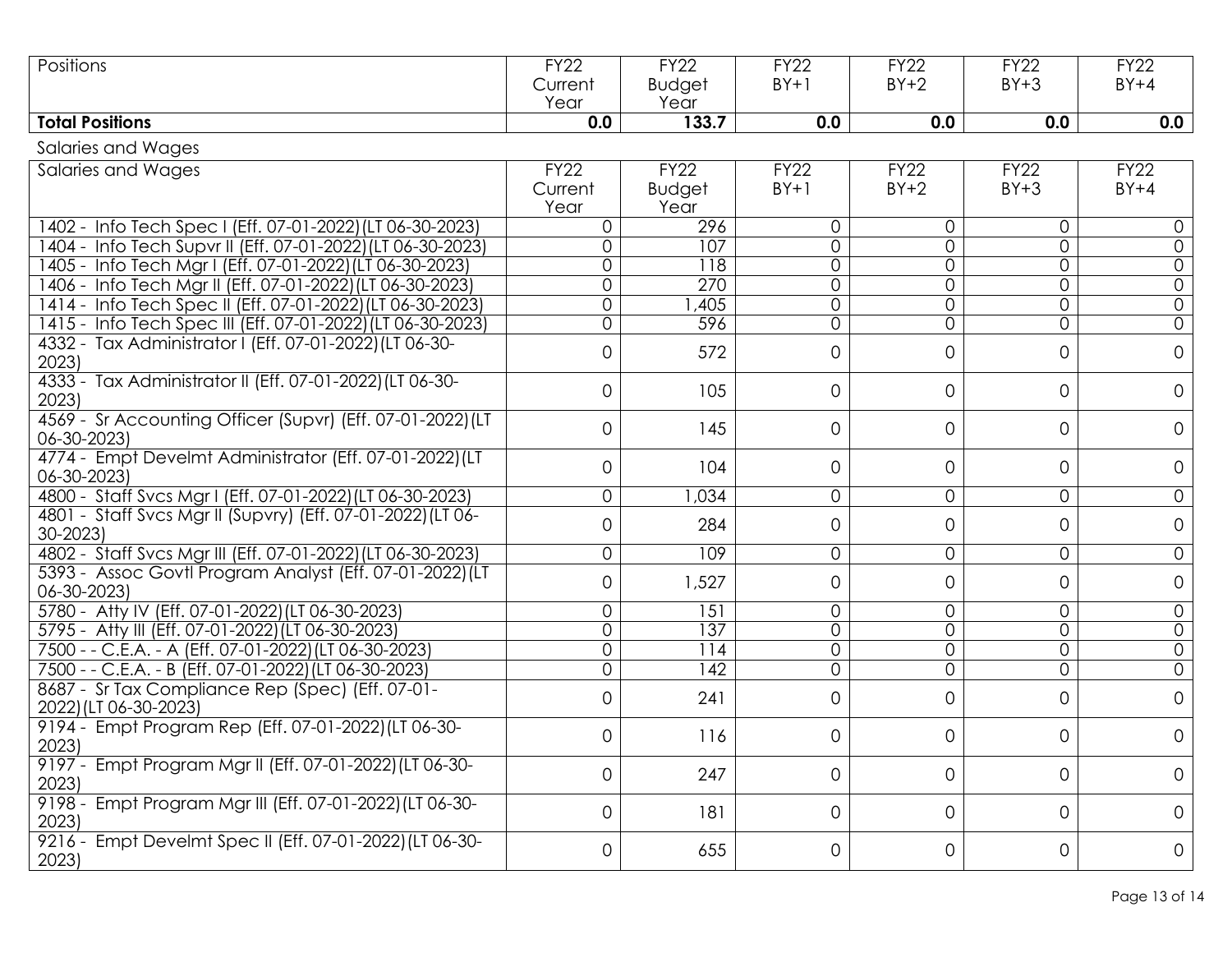| Positions | FY22 Current Year | FY22 Budget Year | FY22 BY+1 | FY22 BY+2 | FY22 BY+3 | FY22 BY+4 |
|---|---|---|---|---|---|---|
| **Total Positions** | **0.0** | **133.7** | **0.0** | **0.0** | **0.0** | **0.0** |

Salaries and Wages

| Salaries and Wages | FY22 Current Year | FY22 Budget Year | FY22 BY+1 | FY22 BY+2 | FY22 BY+3 | FY22 BY+4 |
|---|---|---|---|---|---|---|
| 1402 - Info Tech Spec I (Eff. 07-01-2022)(LT 06-30-2023) | 0 | 296 | 0 | 0 | 0 | 0 |
| 1404 - Info Tech Supvr II (Eff. 07-01-2022)(LT 06-30-2023) | 0 | 107 | 0 | 0 | 0 | 0 |
| 1405 - Info Tech Mgr I (Eff. 07-01-2022)(LT 06-30-2023) | 0 | 118 | 0 | 0 | 0 | 0 |
| 1406 - Info Tech Mgr II (Eff. 07-01-2022)(LT 06-30-2023) | 0 | 270 | 0 | 0 | 0 | 0 |
| 1414 - Info Tech Spec II (Eff. 07-01-2022)(LT 06-30-2023) | 0 | 1,405 | 0 | 0 | 0 | 0 |
| 1415 - Info Tech Spec III (Eff. 07-01-2022)(LT 06-30-2023) | 0 | 596 | 0 | 0 | 0 | 0 |
| 4332 - Tax Administrator I (Eff. 07-01-2022)(LT 06-30-2023) | 0 | 572 | 0 | 0 | 0 | 0 |
| 4333 - Tax Administrator II (Eff. 07-01-2022)(LT 06-30-2023) | 0 | 105 | 0 | 0 | 0 | 0 |
| 4569 - Sr Accounting Officer (Supvr) (Eff. 07-01-2022)(LT 06-30-2023) | 0 | 145 | 0 | 0 | 0 | 0 |
| 4774 - Empt Develmt Administrator (Eff. 07-01-2022)(LT 06-30-2023) | 0 | 104 | 0 | 0 | 0 | 0 |
| 4800 - Staff Svcs Mgr I (Eff. 07-01-2022)(LT 06-30-2023) | 0 | 1,034 | 0 | 0 | 0 | 0 |
| 4801 - Staff Svcs Mgr II (Supvry) (Eff. 07-01-2022)(LT 06-30-2023) | 0 | 284 | 0 | 0 | 0 | 0 |
| 4802 - Staff Svcs Mgr III (Eff. 07-01-2022)(LT 06-30-2023) | 0 | 109 | 0 | 0 | 0 | 0 |
| 5393 - Assoc Govtl Program Analyst (Eff. 07-01-2022)(LT 06-30-2023) | 0 | 1,527 | 0 | 0 | 0 | 0 |
| 5780 - Atty IV (Eff. 07-01-2022)(LT 06-30-2023) | 0 | 151 | 0 | 0 | 0 | 0 |
| 5795 - Atty III (Eff. 07-01-2022)(LT 06-30-2023) | 0 | 137 | 0 | 0 | 0 | 0 |
| 7500 - - C.E.A. - A (Eff. 07-01-2022)(LT 06-30-2023) | 0 | 114 | 0 | 0 | 0 | 0 |
| 7500 - - C.E.A. - B (Eff. 07-01-2022)(LT 06-30-2023) | 0 | 142 | 0 | 0 | 0 | 0 |
| 8687 - Sr Tax Compliance Rep (Spec) (Eff. 07-01-2022)(LT 06-30-2023) | 0 | 241 | 0 | 0 | 0 | 0 |
| 9194 - Empt Program Rep (Eff. 07-01-2022)(LT 06-30-2023) | 0 | 116 | 0 | 0 | 0 | 0 |
| 9197 - Empt Program Mgr II (Eff. 07-01-2022)(LT 06-30-2023) | 0 | 247 | 0 | 0 | 0 | 0 |
| 9198 - Empt Program Mgr III (Eff. 07-01-2022)(LT 06-30-2023) | 0 | 181 | 0 | 0 | 0 | 0 |
| 9216 - Empt Develmt Spec II (Eff. 07-01-2022)(LT 06-30-2023) | 0 | 655 | 0 | 0 | 0 | 0 |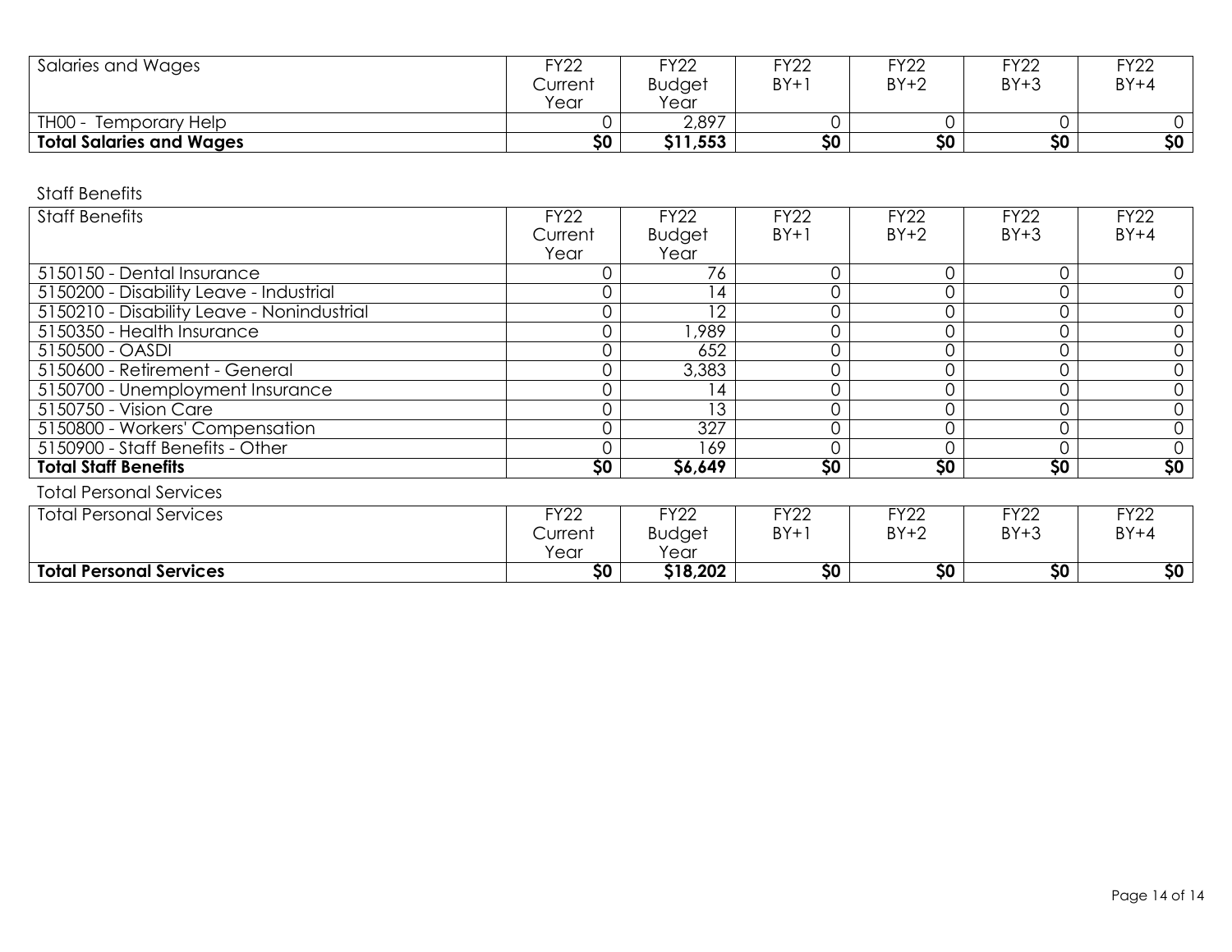| Salaries and Wages | FY22 Current Year | FY22 Budget Year | FY22 BY+1 | FY22 BY+2 | FY22 BY+3 | FY22 BY+4 |
|---|---|---|---|---|---|---|
| TH00 - Temporary Help | 0 | 2,897 | 0 | 0 | 0 | 0 |
| **Total Salaries and Wages** | **$0** | **$11,553** | **$0** | **$0** | **$0** | **$0** |

Staff Benefits

| Staff Benefits | FY22 Current Year | FY22 Budget Year | FY22 BY+1 | FY22 BY+2 | FY22 BY+3 | FY22 BY+4 |
|---|---|---|---|---|---|---|
| 5150150 - Dental Insurance | 0 | 76 | 0 | 0 | 0 | 0 |
| 5150200 - Disability Leave - Industrial | 0 | 14 | 0 | 0 | 0 | 0 |
| 5150210 - Disability Leave - Nonindustrial | 0 | 12 | 0 | 0 | 0 | 0 |
| 5150350 - Health Insurance | 0 | 1,989 | 0 | 0 | 0 | 0 |
| 5150500 - OASDI | 0 | 652 | 0 | 0 | 0 | 0 |
| 5150600 - Retirement - General | 0 | 3,383 | 0 | 0 | 0 | 0 |
| 5150700 - Unemployment Insurance | 0 | 14 | 0 | 0 | 0 | 0 |
| 5150750 - Vision Care | 0 | 13 | 0 | 0 | 0 | 0 |
| 5150800 - Workers' Compensation | 0 | 327 | 0 | 0 | 0 | 0 |
| 5150900 - Staff Benefits - Other | 0 | 169 | 0 | 0 | 0 | 0 |
| **Total Staff Benefits** | **$0** | **$6,649** | **$0** | **$0** | **$0** | **$0** |

Total Personal Services

| Total Personal Services | FY22 Current Year | FY22 Budget Year | FY22 BY+1 | FY22 BY+2 | FY22 BY+3 | FY22 BY+4 |
|---|---|---|---|---|---|---|
| **Total Personal Services** | **$0** | **$18,202** | **$0** | **$0** | **$0** | **$0** |